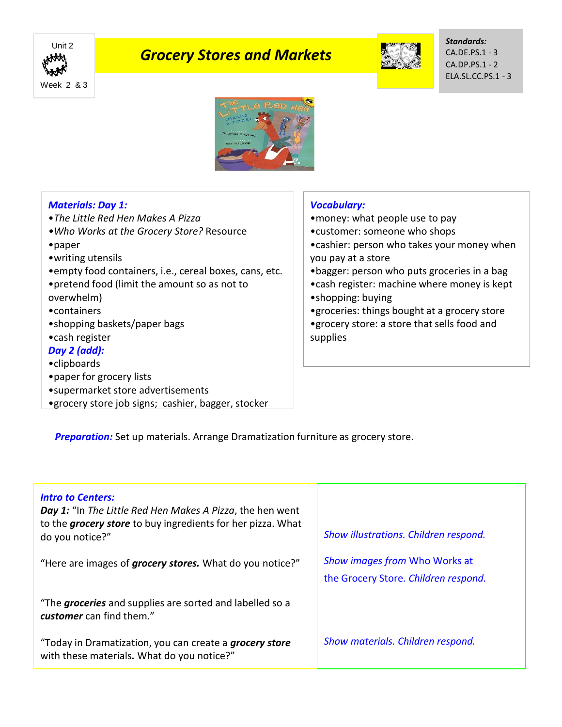Unit 2

Week 2 & 3

# *Grocery Stores and Markets*

***Standards:***
CA.DE.PS.1 - 3
CA.DP.PS.1 - 2
ELA.SL.CC.PS.1 - 3

***Materials: Day 1:***

- *The Little Red Hen Makes A Pizza*
- *Who Works at the Grocery Store?* Resource
- paper
- writing utensils
- empty food containers, i.e., cereal boxes, cans, etc.
- pretend food (limit the amount so as not to overwhelm)
- containers
- shopping baskets/paper bags
- cash register

***Day 2 (add):***

- clipboards
- paper for grocery lists
- supermarket store advertisements
- grocery store job signs; cashier, bagger, stocker

***Vocabulary:***

- money: what people use to pay
- customer: someone who shops
- cashier: person who takes your money when you pay at a store
- bagger: person who puts groceries in a bag
- cash register: machine where money is kept
- shopping: buying
- groceries: things bought at a grocery store
- grocery store: a store that sells food and supplies

***Preparation:*** Set up materials. Arrange Dramatization furniture as grocery store.

***Intro to Centers:***

***Day 1:*** "In *The Little Red Hen Makes A Pizza*, the hen went to the ***grocery store*** to buy ingredients for her pizza. What do you notice?"

*Show illustrations. Children respond.*

"Here are images of ***grocery stores.*** What do you notice?"

*Show images from* Who Works at the Grocery Store. *Children respond.*

"The ***groceries*** and supplies are sorted and labelled so a ***customer*** can find them."

"Today in Dramatization, you can create a ***grocery store*** with these materials**.** What do you notice?"

*Show materials. Children respond.*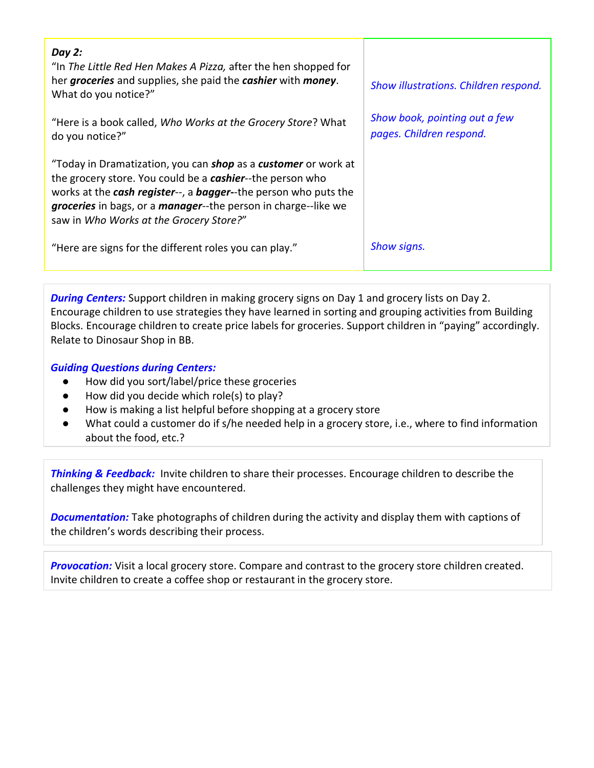| | |
|---|---|
| ***Day 2:***<br>"In *The Little Red Hen Makes A Pizza,* after the hen shopped for her ***groceries*** and supplies, she paid the ***cashier*** with ***money***. What do you notice?" | *Show illustrations. Children respond.* |
| "Here is a book called, *Who Works at the Grocery Store*? What do you notice?" | *Show book, pointing out a few pages. Children respond.* |
| "Today in Dramatization, you can ***shop*** as a ***customer*** or work at the grocery store. You could be a ***cashier***--the person who works at the ***cash register***--, a ***bagger***--the person who puts the ***groceries*** in bags, or a ***manager***--the person in charge--like we saw in *Who Works at the Grocery Store?*" | |
| "Here are signs for the different roles you can play." | *Show signs.* |

***During Centers:*** Support children in making grocery signs on Day 1 and grocery lists on Day 2. Encourage children to use strategies they have learned in sorting and grouping activities from Building Blocks. Encourage children to create price labels for groceries. Support children in "paying" accordingly. Relate to Dinosaur Shop in BB.

***Guiding Questions during Centers:***

- How did you sort/label/price these groceries
- How did you decide which role(s) to play?
- How is making a list helpful before shopping at a grocery store
- What could a customer do if s/he needed help in a grocery store, i.e., where to find information about the food, etc.?

***Thinking & Feedback:*** Invite children to share their processes. Encourage children to describe the challenges they might have encountered.

***Documentation:*** Take photographs of children during the activity and display them with captions of the children's words describing their process.

***Provocation:*** Visit a local grocery store. Compare and contrast to the grocery store children created. Invite children to create a coffee shop or restaurant in the grocery store.